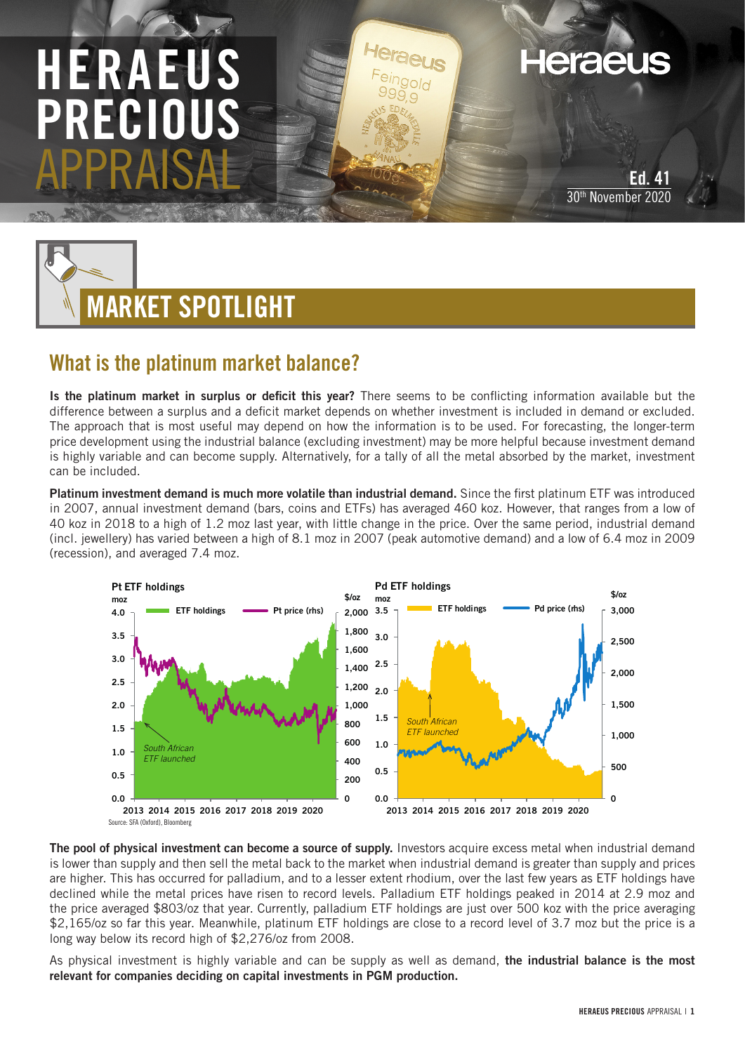# HERAEUS PRECIOUS APPRAISAL

Ed. 41
30th November 2020

## MARKET SPOTLIGHT

### What is the platinum market balance?

**Is the platinum market in surplus or deficit this year?** There seems to be conflicting information available but the difference between a surplus and a deficit market depends on whether investment is included in demand or excluded. The approach that is most useful may depend on how the information is to be used. For forecasting, the longer-term price development using the industrial balance (excluding investment) may be more helpful because investment demand is highly variable and can become supply. Alternatively, for a tally of all the metal absorbed by the market, investment can be included.

**Platinum investment demand is much more volatile than industrial demand.** Since the first platinum ETF was introduced in 2007, annual investment demand (bars, coins and ETFs) has averaged 460 koz. However, that ranges from a low of 40 koz in 2018 to a high of 1.2 moz last year, with little change in the price. Over the same period, industrial demand (incl. jewellery) has varied between a high of 8.1 moz in 2007 (peak automotive demand) and a low of 6.4 moz in 2009 (recession), and averaged 7.4 moz.

Pt ETF holdings | Pd ETF holdings

Source: SFA (Oxford), Bloomberg

**The pool of physical investment can become a source of supply.** Investors acquire excess metal when industrial demand is lower than supply and then sell the metal back to the market when industrial demand is greater than supply and prices are higher. This has occurred for palladium, and to a lesser extent rhodium, over the last few years as ETF holdings have declined while the metal prices have risen to record levels. Palladium ETF holdings peaked in 2014 at 2.9 moz and the price averaged $803/oz that year. Currently, palladium ETF holdings are just over 500 koz with the price averaging $2,165/oz so far this year. Meanwhile, platinum ETF holdings are close to a record level of 3.7 moz but the price is a long way below its record high of $2,276/oz from 2008.

As physical investment is highly variable and can be supply as well as demand, **the industrial balance is the most relevant for companies deciding on capital investments in PGM production.**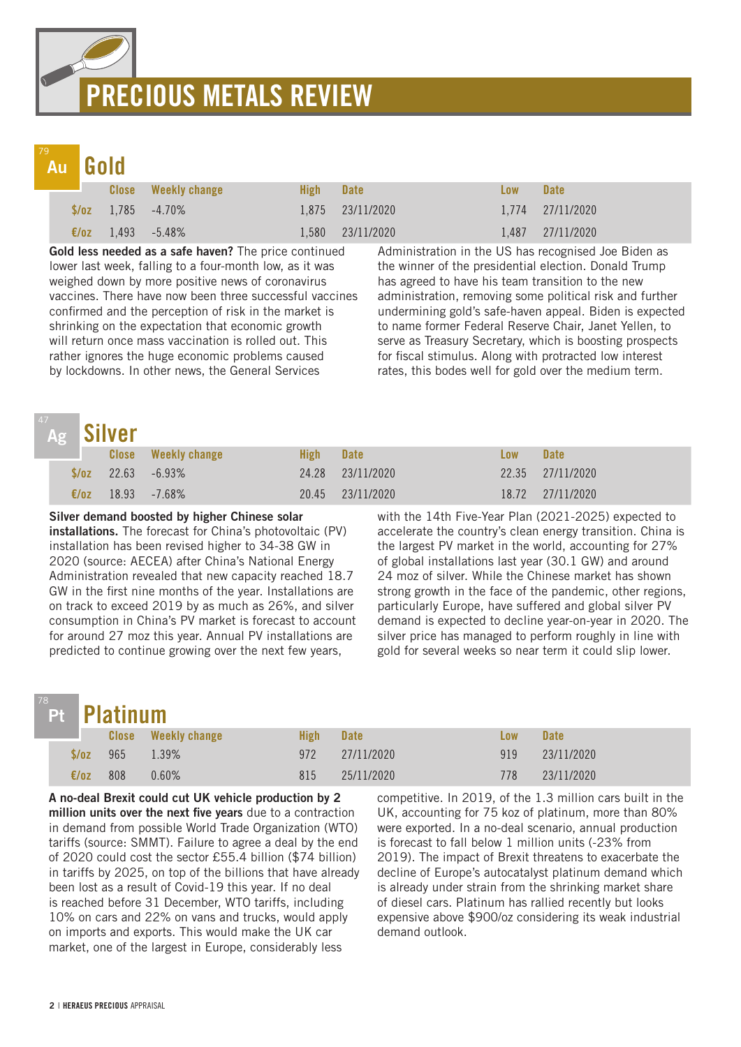# PRECIOUS METALS REVIEW

## 79 Au Gold

| | Close | Weekly change | High | Date | Low | Date |
|---|---|---|---|---|---|---|
| $/oz | 1,785 | -4.70% | 1,875 | 23/11/2020 | 1,774 | 27/11/2020 |
| €/oz | 1,493 | -5.48% | 1,580 | 23/11/2020 | 1,487 | 27/11/2020 |

**Gold less needed as a safe haven?** The price continued lower last week, falling to a four-month low, as it was weighed down by more positive news of coronavirus vaccines. There have now been three successful vaccines confirmed and the perception of risk in the market is shrinking on the expectation that economic growth will return once mass vaccination is rolled out. This rather ignores the huge economic problems caused by lockdowns. In other news, the General Services Administration in the US has recognised Joe Biden as the winner of the presidential election. Donald Trump has agreed to have his team transition to the new administration, removing some political risk and further undermining gold's safe-haven appeal. Biden is expected to name former Federal Reserve Chair, Janet Yellen, to serve as Treasury Secretary, which is boosting prospects for fiscal stimulus. Along with protracted low interest rates, this bodes well for gold over the medium term.

## 47 Ag Silver

| | Close | Weekly change | High | Date | Low | Date |
|---|---|---|---|---|---|---|
| $/oz | 22.63 | -6.93% | 24.28 | 23/11/2020 | 22.35 | 27/11/2020 |
| €/oz | 18.93 | -7.68% | 20.45 | 23/11/2020 | 18.72 | 27/11/2020 |

**Silver demand boosted by higher Chinese solar installations.** The forecast for China's photovoltaic (PV) installation has been revised higher to 34-38 GW in 2020 (source: AECEA) after China's National Energy Administration revealed that new capacity reached 18.7 GW in the first nine months of the year. Installations are on track to exceed 2019 by as much as 26%, and silver consumption in China's PV market is forecast to account for around 27 moz this year. Annual PV installations are predicted to continue growing over the next few years, with the 14th Five-Year Plan (2021-2025) expected to accelerate the country's clean energy transition. China is the largest PV market in the world, accounting for 27% of global installations last year (30.1 GW) and around 24 moz of silver. While the Chinese market has shown strong growth in the face of the pandemic, other regions, particularly Europe, have suffered and global silver PV demand is expected to decline year-on-year in 2020. The silver price has managed to perform roughly in line with gold for several weeks so near term it could slip lower.

## 78 Pt Platinum

| | Close | Weekly change | High | Date | Low | Date |
|---|---|---|---|---|---|---|
| $/oz | 965 | 1.39% | 972 | 27/11/2020 | 919 | 23/11/2020 |
| €/oz | 808 | 0.60% | 815 | 25/11/2020 | 778 | 23/11/2020 |

**A no-deal Brexit could cut UK vehicle production by 2 million units over the next five years** due to a contraction in demand from possible World Trade Organization (WTO) tariffs (source: SMMT). Failure to agree a deal by the end of 2020 could cost the sector £55.4 billion ($74 billion) in tariffs by 2025, on top of the billions that have already been lost as a result of Covid-19 this year. If no deal is reached before 31 December, WTO tariffs, including 10% on cars and 22% on vans and trucks, would apply on imports and exports. This would make the UK car market, one of the largest in Europe, considerably less competitive. In 2019, of the 1.3 million cars built in the UK, accounting for 75 koz of platinum, more than 80% were exported. In a no-deal scenario, annual production is forecast to fall below 1 million units (-23% from 2019). The impact of Brexit threatens to exacerbate the decline of Europe's autocatalyst platinum demand which is already under strain from the shrinking market share of diesel cars. Platinum has rallied recently but looks expensive above $900/oz considering its weak industrial demand outlook.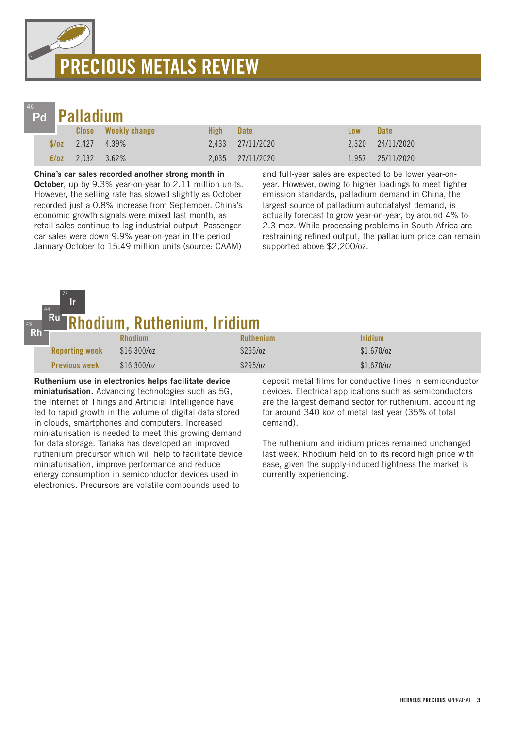# PRECIOUS METALS REVIEW

## Palladium

| | Close | Weekly change | High | Date | Low | Date |
|---|---|---|---|---|---|---|
| $/oz | 2,427 | 4.39% | 2,433 | 27/11/2020 | 2,320 | 24/11/2020 |
| €/oz | 2,032 | 3.62% | 2,035 | 27/11/2020 | 1,957 | 25/11/2020 |

**China's car sales recorded another strong month in October**, up by 9.3% year-on-year to 2.11 million units. However, the selling rate has slowed slightly as October recorded just a 0.8% increase from September. China's economic growth signals were mixed last month, as retail sales continue to lag industrial output. Passenger car sales were down 9.9% year-on-year in the period January-October to 15.49 million units (source: CAAM) and full-year sales are expected to be lower year-on-year. However, owing to higher loadings to meet tighter emission standards, palladium demand in China, the largest source of palladium autocatalyst demand, is actually forecast to grow year-on-year, by around 4% to 2.3 moz. While processing problems in South Africa are restraining refined output, the palladium price can remain supported above $2,200/oz.

## Rhodium, Ruthenium, Iridium

| | Rhodium | Ruthenium | Iridium |
|---|---|---|---|
| Reporting week | $16,300/oz | $295/oz | $1,670/oz |
| Previous week | $16,300/oz | $295/oz | $1,670/oz |

**Ruthenium use in electronics helps facilitate device miniaturisation.** Advancing technologies such as 5G, the Internet of Things and Artificial Intelligence have led to rapid growth in the volume of digital data stored in clouds, smartphones and computers. Increased miniaturisation is needed to meet this growing demand for data storage. Tanaka has developed an improved ruthenium precursor which will help to facilitate device miniaturisation, improve performance and reduce energy consumption in semiconductor devices used in electronics. Precursors are volatile compounds used to deposit metal films for conductive lines in semiconductor devices. Electrical applications such as semiconductors are the largest demand sector for ruthenium, accounting for around 340 koz of metal last year (35% of total demand).

The ruthenium and iridium prices remained unchanged last week. Rhodium held on to its record high price with ease, given the supply-induced tightness the market is currently experiencing.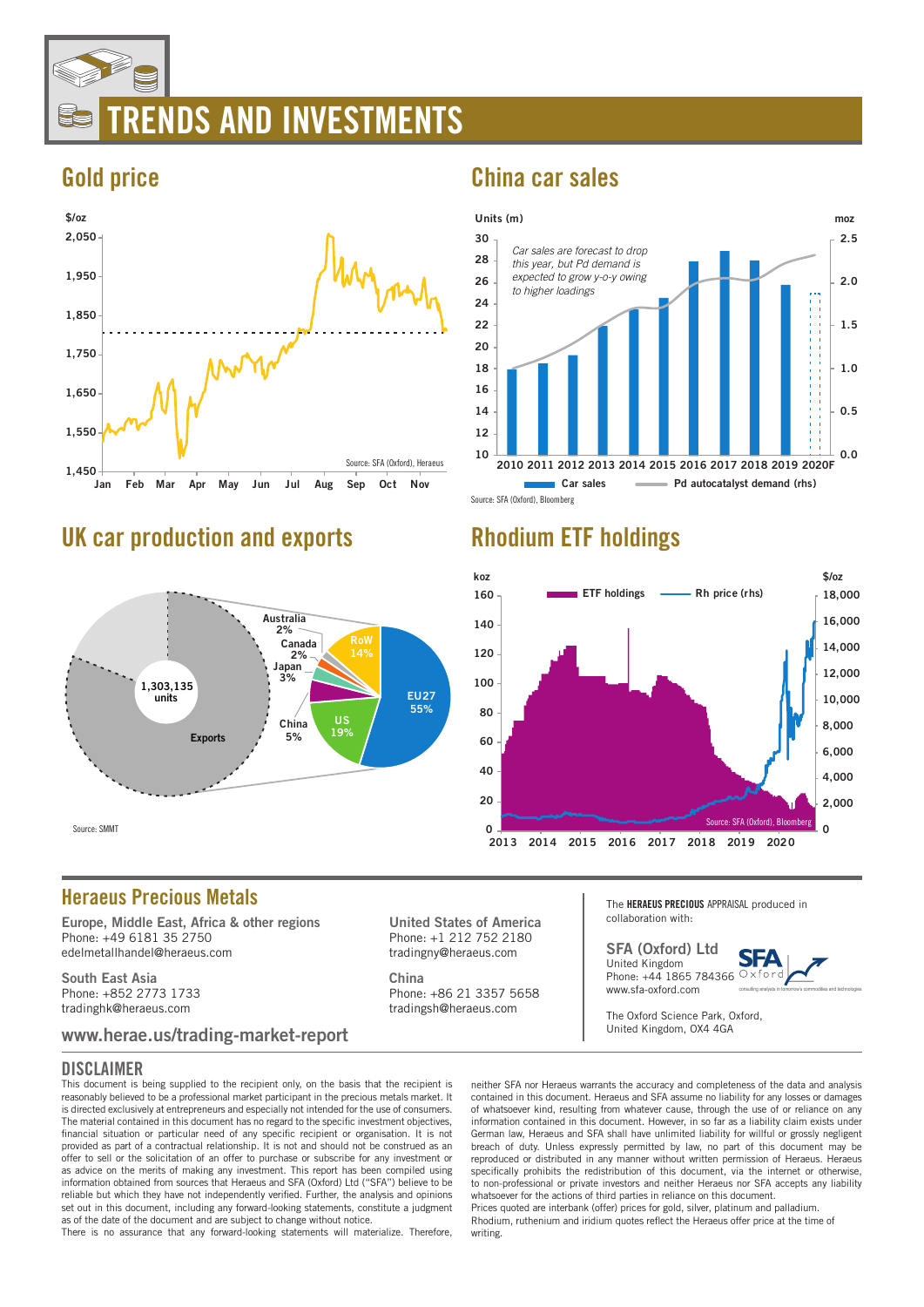# TRENDS AND INVESTMENTS

## Gold price

$/oz

2,050
1,950
1,850
1,750
1,650
1,550
1,450

Jan Feb Mar Apr May Jun Jul Aug Sep Oct Nov

Source: SFA (Oxford), Heraeus

## China car sales

Units (m)

moz

30 28 26 24 22 20 18 16 14 12 10

2.5 2.0 1.5 1.0 0.5 0.0

*Car sales are forecast to drop this year, but Pd demand is expected to grow y-o-y owing to higher loadings*

2010 2011 2012 2013 2014 2015 2016 2017 2018 2019 2020F

Car sales

Pd autocatalyst demand (rhs)

Source: SFA (Oxford), Bloomberg

## UK car production and exports

1,303,135 units

Exports

Australia 2%

Canada 2%

Japan 3%

China 5%

US 19%

RoW 14%

EU27 55%

Source: SMMT

## Rhodium ETF holdings

koz

$/oz

160 140 120 100 80 60 40 20 0

18,000 16,000 14,000 12,000 10,000 8,000 6,000 4,000 2,000 0

ETF holdings

Rh price (rhs)

2013 2014 2015 2016 2017 2018 2019 2020

Source: SFA (Oxford), Bloomberg

## Heraeus Precious Metals

**Europe, Middle East, Africa & other regions**
Phone: +49 6181 35 2750
edelmetallhandel@heraeus.com

**South East Asia**
Phone: +852 2773 1733
tradinghk@heraeus.com

**United States of America**
Phone: +1 212 752 2180
tradingny@heraeus.com

**China**
Phone: +86 21 3357 5658
tradingsh@heraeus.com

**www.herae.us/trading-market-report**

The **HERAEUS PRECIOUS** APPRAISAL produced in collaboration with:

**SFA (Oxford) Ltd**
United Kingdom
Phone: +44 1865 784366
www.sfa-oxford.com

The Oxford Science Park, Oxford,
United Kingdom, OX4 4GA

## DISCLAIMER

This document is being supplied to the recipient only, on the basis that the recipient is reasonably believed to be a professional market participant in the precious metals market. It is directed exclusively at entrepreneurs and especially not intended for the use of consumers. The material contained in this document has no regard to the specific investment objectives, financial situation or particular need of any specific recipient or organisation. It is not provided as part of a contractual relationship. It is not and should not be construed as an offer to sell or the solicitation of an offer to purchase or subscribe for any investment or as advice on the merits of making any investment. This report has been compiled using information obtained from sources that Heraeus and SFA (Oxford) Ltd ("SFA") believe to be reliable but which they have not independently verified. Further, the analysis and opinions set out in this document, including any forward-looking statements, constitute a judgment as of the date of the document and are subject to change without notice.
There is no assurance that any forward-looking statements will materialize. Therefore, neither SFA nor Heraeus warrants the accuracy and completeness of the data and analysis contained in this document. Heraeus and SFA assume no liability for any losses or damages of whatsoever kind, resulting from whatever cause, through the use of or reliance on any information contained in this document. However, in so far as a liability claim exists under German law, Heraeus and SFA shall have unlimited liability for willful or grossly negligent breach of duty. Unless expressly permitted by law, no part of this document may be reproduced or distributed in any manner without written permission of Heraeus. Heraeus specifically prohibits the redistribution of this document, via the internet or otherwise, to non-professional or private investors and neither Heraeus nor SFA accepts any liability whatsoever for the actions of third parties in reliance on this document.
Prices quoted are interbank (offer) prices for gold, silver, platinum and palladium.
Rhodium, ruthenium and iridium quotes reflect the Heraeus offer price at the time of writing.